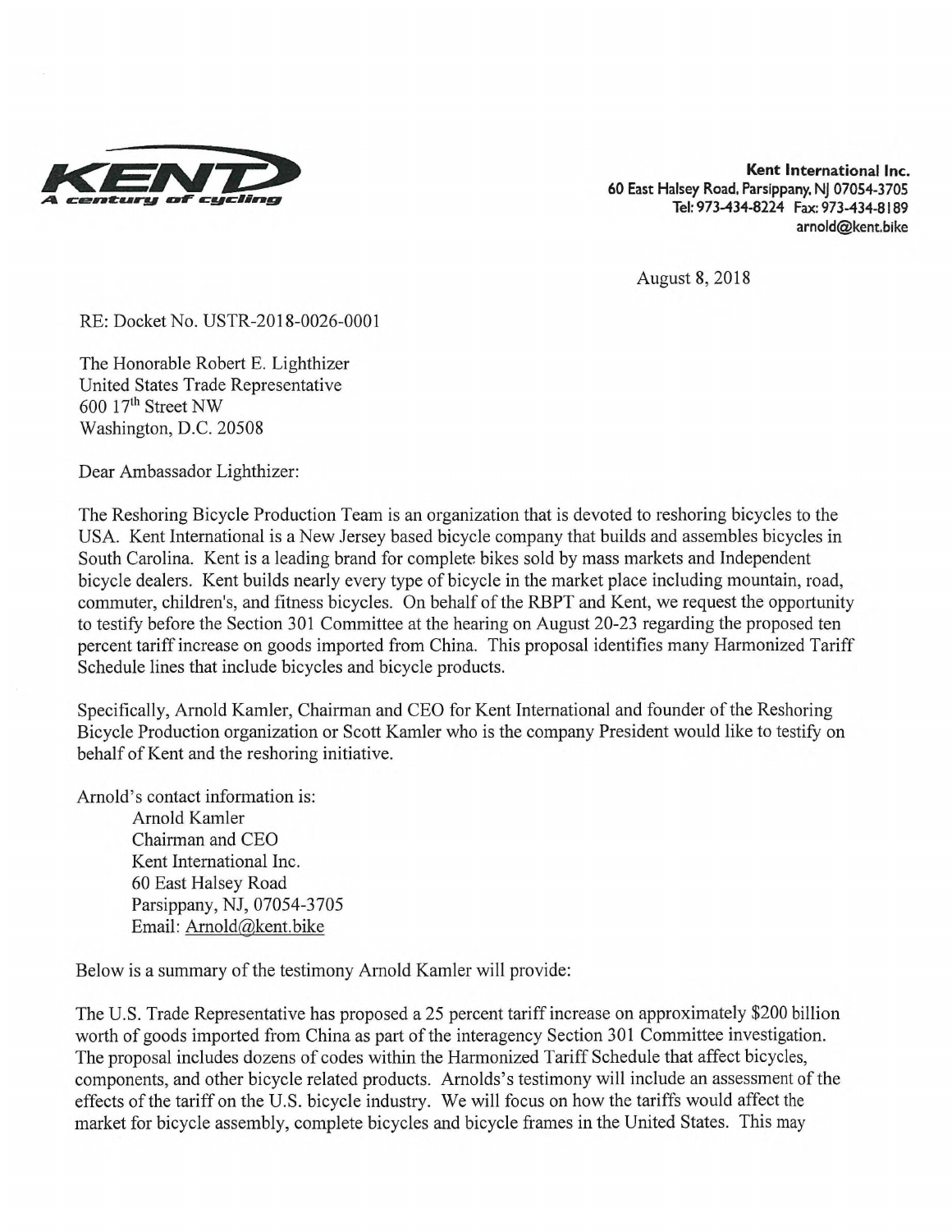**KENT**
*A century of cycling*

**Kent International Inc.**
**60 East Halsey Road, Parsippany, NJ 07054-3705**
**Tel: 973-434-8224 Fax: 973-434-8189**
**arnold@kent.bike**

August 8, 2018

RE: Docket No. USTR-2018-0026-0001

The Honorable Robert E. Lighthizer
United States Trade Representative
600 17th Street NW
Washington, D.C. 20508

Dear Ambassador Lighthizer:

The Reshoring Bicycle Production Team is an organization that is devoted to reshoring bicycles to the USA. Kent International is a New Jersey based bicycle company that builds and assembles bicycles in South Carolina. Kent is a leading brand for complete bikes sold by mass markets and Independent bicycle dealers. Kent builds nearly every type of bicycle in the market place including mountain, road, commuter, children's, and fitness bicycles. On behalf of the RBPT and Kent, we request the opportunity to testify before the Section 301 Committee at the hearing on August 20-23 regarding the proposed ten percent tariff increase on goods imported from China. This proposal identifies many Harmonized Tariff Schedule lines that include bicycles and bicycle products.

Specifically, Arnold Kamler, Chairman and CEO for Kent International and founder of the Reshoring Bicycle Production organization or Scott Kamler who is the company President would like to testify on behalf of Kent and the reshoring initiative.

Arnold's contact information is:

Arnold Kamler
Chairman and CEO
Kent International Inc.
60 East Halsey Road
Parsippany, NJ, 07054-3705
Email: Arnold@kent.bike

Below is a summary of the testimony Arnold Kamler will provide:

The U.S. Trade Representative has proposed a 25 percent tariff increase on approximately $200 billion worth of goods imported from China as part of the interagency Section 301 Committee investigation. The proposal includes dozens of codes within the Harmonized Tariff Schedule that affect bicycles, components, and other bicycle related products. Arnolds's testimony will include an assessment of the effects of the tariff on the U.S. bicycle industry. We will focus on how the tariffs would affect the market for bicycle assembly, complete bicycles and bicycle frames in the United States. This may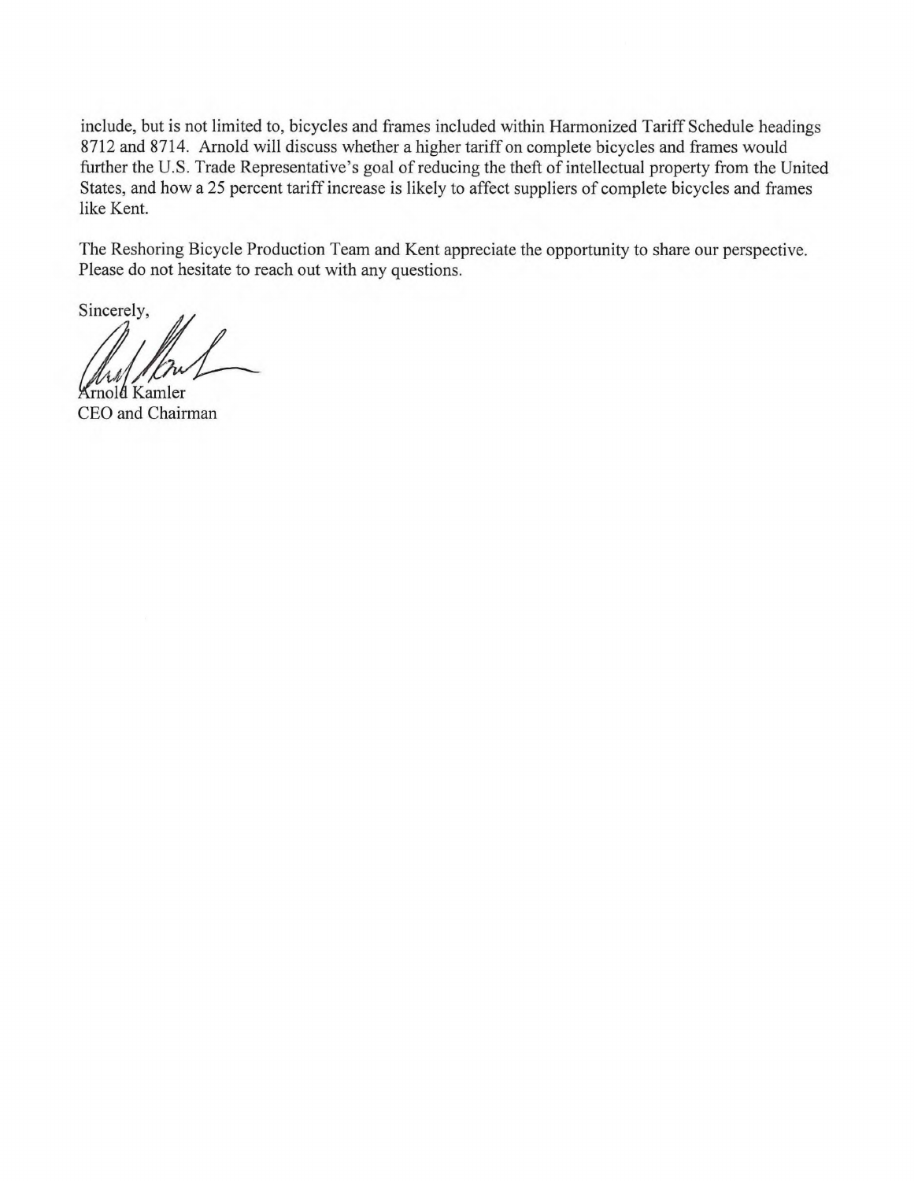include, but is not limited to, bicycles and frames included within Harmonized Tariff Schedule headings 8712 and 8714. Arnold will discuss whether a higher tariff on complete bicycles and frames would further the U.S. Trade Representative's goal of reducing the theft of intellectual property from the United States, and how a 25 percent tariff increase is likely to affect suppliers of complete bicycles and frames like Kent.

The Reshoring Bicycle Production Team and Kent appreciate the opportunity to share our perspective. Please do not hesitate to reach out with any questions.

Sincerely,

Arnold Kamler
CEO and Chairman